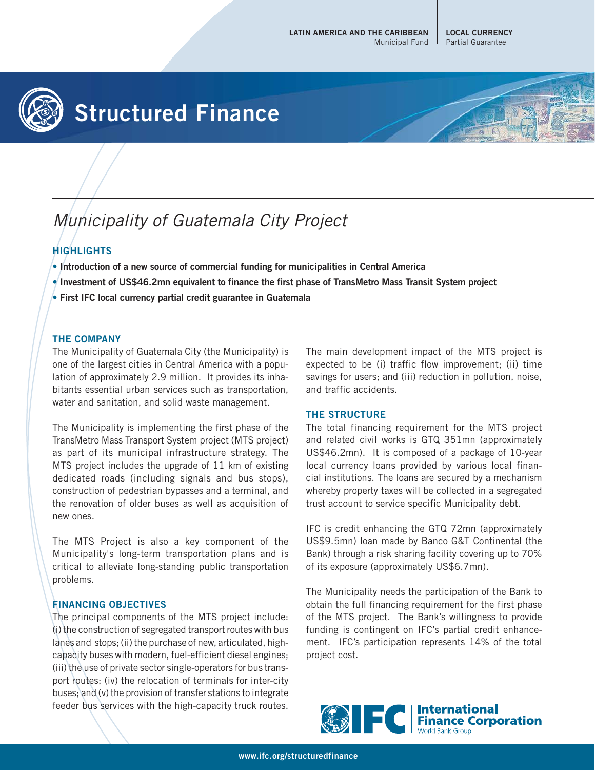LATIN AMERICA AND THE CARIBBEAN
Municipal Fund

LOCAL CURRENCY
Partial Guarantee

# Structured Finance

## *Municipality of Guatemala City Project*

### HIGHLIGHTS

- **Introduction of a new source of commercial funding for municipalities in Central America**
- **Investment of US$46.2mn equivalent to finance the first phase of TransMetro Mass Transit System project**
- **First IFC local currency partial credit guarantee in Guatemala**

### THE COMPANY

The Municipality of Guatemala City (the Municipality) is one of the largest cities in Central America with a population of approximately 2.9 million. It provides its inhabitants essential urban services such as transportation, water and sanitation, and solid waste management.

The Municipality is implementing the first phase of the TransMetro Mass Transport System project (MTS project) as part of its municipal infrastructure strategy. The MTS project includes the upgrade of 11 km of existing dedicated roads (including signals and bus stops), construction of pedestrian bypasses and a terminal, and the renovation of older buses as well as acquisition of new ones.

The MTS Project is also a key component of the Municipality's long-term transportation plans and is critical to alleviate long-standing public transportation problems.

### FINANCING OBJECTIVES

The principal components of the MTS project include: (i) the construction of segregated transport routes with bus lanes and stops; (ii) the purchase of new, articulated, high-capacity buses with modern, fuel-efficient diesel engines; (iii) the use of private sector single-operators for bus transport routes; (iv) the relocation of terminals for inter-city buses; and (v) the provision of transfer stations to integrate feeder bus services with the high-capacity truck routes.

The main development impact of the MTS project is expected to be (i) traffic flow improvement; (ii) time savings for users; and (iii) reduction in pollution, noise, and traffic accidents.

### THE STRUCTURE

The total financing requirement for the MTS project and related civil works is GTQ 351mn (approximately US$46.2mn). It is composed of a package of 10-year local currency loans provided by various local financial institutions. The loans are secured by a mechanism whereby property taxes will be collected in a segregated trust account to service specific Municipality debt.

IFC is credit enhancing the GTQ 72mn (approximately US$9.5mn) loan made by Banco G&T Continental (the Bank) through a risk sharing facility covering up to 70% of its exposure (approximately US$6.7mn).

The Municipality needs the participation of the Bank to obtain the full financing requirement for the first phase of the MTS project. The Bank's willingness to provide funding is contingent on IFC's partial credit enhancement. IFC's participation represents 14% of the total project cost.

IFC | International Finance Corporation
World Bank Group

www.ifc.org/structuredfinance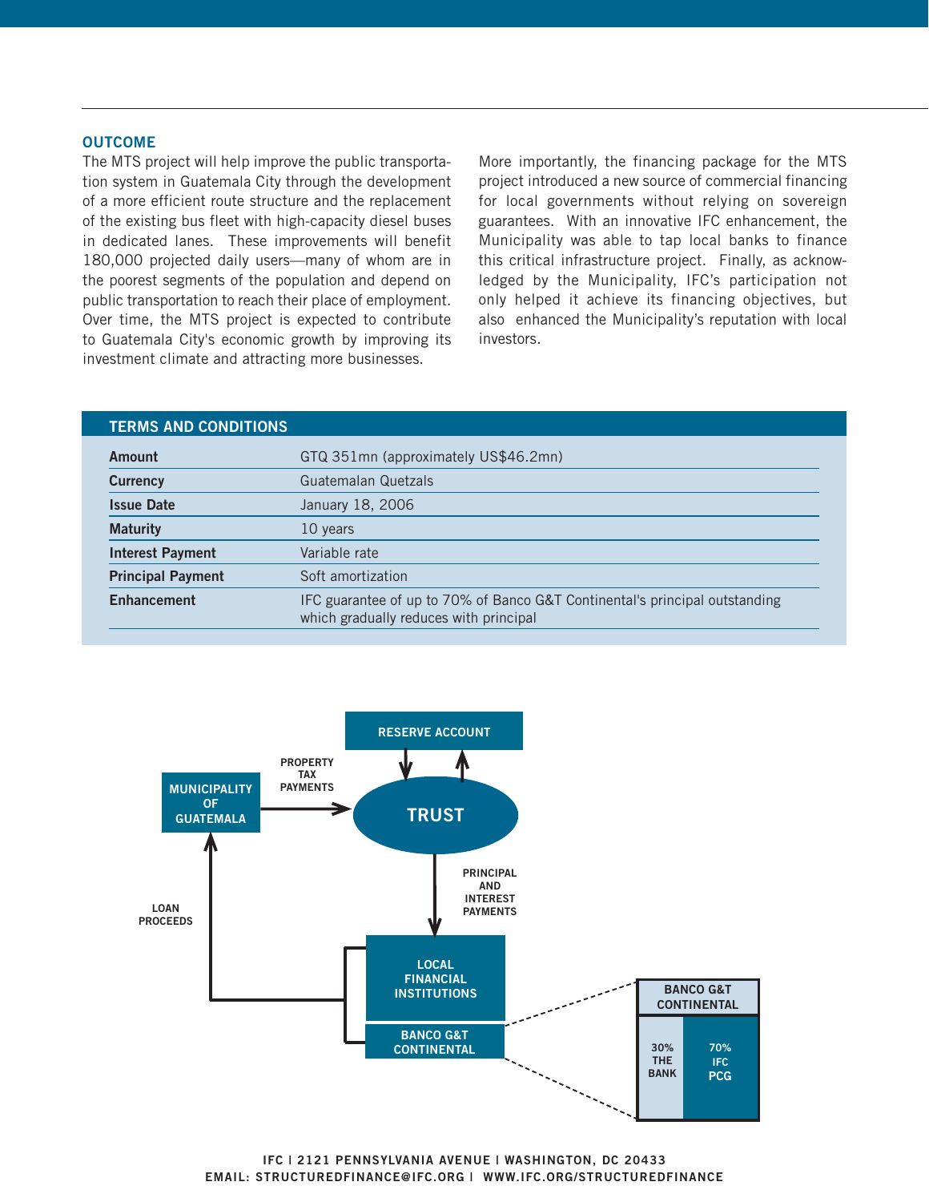## OUTCOME

The MTS project will help improve the public transportation system in Guatemala City through the development of a more efficient route structure and the replacement of the existing bus fleet with high-capacity diesel buses in dedicated lanes. These improvements will benefit 180,000 projected daily users—many of whom are in the poorest segments of the population and depend on public transportation to reach their place of employment. Over time, the MTS project is expected to contribute to Guatemala City's economic growth by improving its investment climate and attracting more businesses.

More importantly, the financing package for the MTS project introduced a new source of commercial financing for local governments without relying on sovereign guarantees. With an innovative IFC enhancement, the Municipality was able to tap local banks to finance this critical infrastructure project. Finally, as acknowledged by the Municipality, IFC's participation not only helped it achieve its financing objectives, but also enhanced the Municipality's reputation with local investors.

## TERMS AND CONDITIONS

| | |
|---|---|
| **Amount** | GTQ 351mn (approximately US$46.2mn) |
| **Currency** | Guatemalan Quetzals |
| **Issue Date** | January 18, 2006 |
| **Maturity** | 10 years |
| **Interest Payment** | Variable rate |
| **Principal Payment** | Soft amortization |
| **Enhancement** | IFC guarantee of up to 70% of Banco G&T Continental's principal outstanding which gradually reduces with principal |

RESERVE ACCOUNT

MUNICIPALITY OF GUATEMALA

PROPERTY TAX PAYMENTS

TRUST

PRINCIPAL AND INTEREST PAYMENTS

LOAN PROCEEDS

LOCAL FINANCIAL INSTITUTIONS

BANCO G&T CONTINENTAL

BANCO G&T CONTINENTAL

30% THE BANK

70% IFC PCG